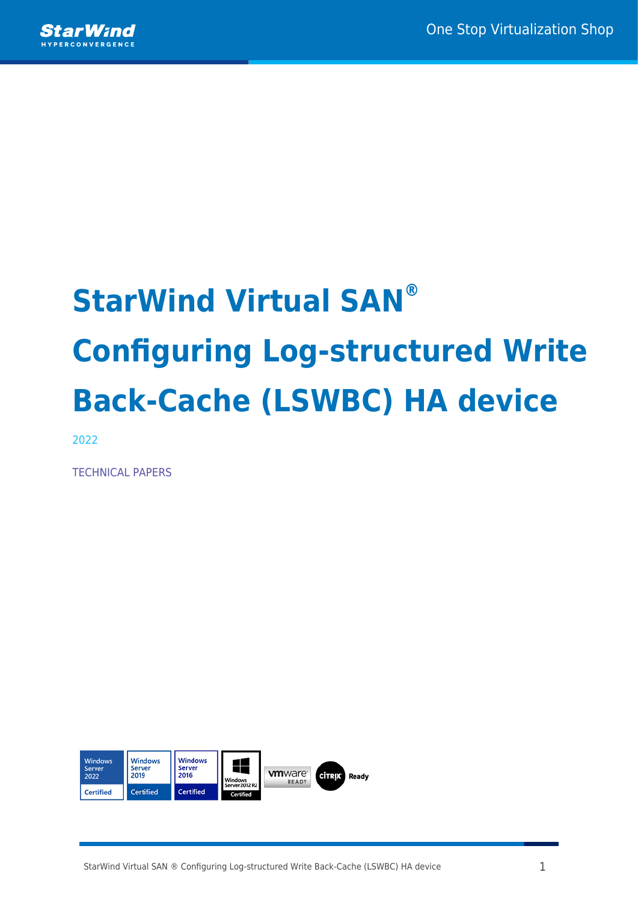# StarWind Virtual SAN®

# Configuring Log-structured Write Back-Cache (LSWBC) HA device

2022

TECHNICAL PAPERS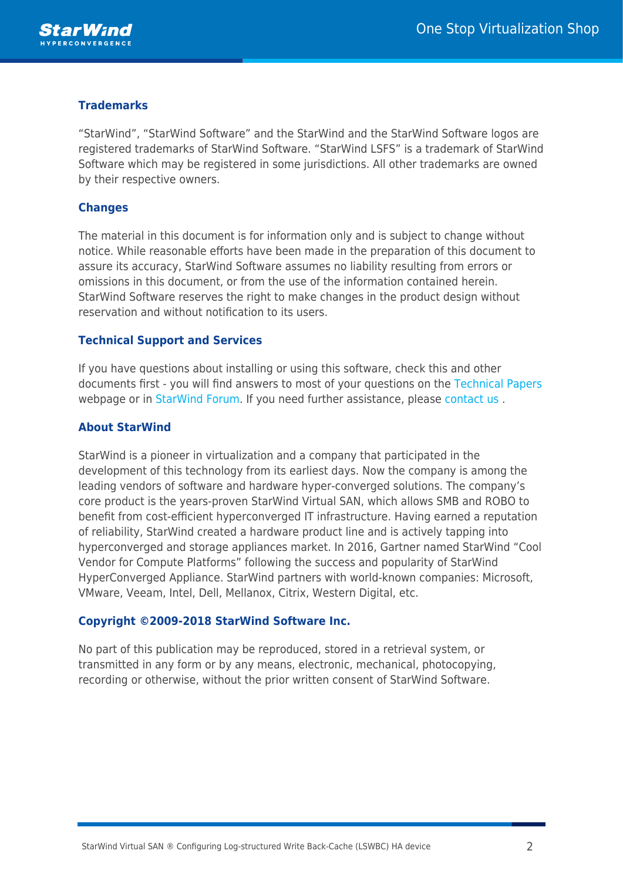### Trademarks

“StarWind”, “StarWind Software” and the StarWind and the StarWind Software logos are registered trademarks of StarWind Software. “StarWind LSFS” is a trademark of StarWind Software which may be registered in some jurisdictions. All other trademarks are owned by their respective owners.

### Changes

The material in this document is for information only and is subject to change without notice. While reasonable efforts have been made in the preparation of this document to assure its accuracy, StarWind Software assumes no liability resulting from errors or omissions in this document, or from the use of the information contained herein. StarWind Software reserves the right to make changes in the product design without reservation and without notification to its users.

### Technical Support and Services

If you have questions about installing or using this software, check this and other documents first - you will find answers to most of your questions on the Technical Papers webpage or in StarWind Forum. If you need further assistance, please contact us .

### About StarWind

StarWind is a pioneer in virtualization and a company that participated in the development of this technology from its earliest days. Now the company is among the leading vendors of software and hardware hyper-converged solutions. The company’s core product is the years-proven StarWind Virtual SAN, which allows SMB and ROBO to benefit from cost-efficient hyperconverged IT infrastructure. Having earned a reputation of reliability, StarWind created a hardware product line and is actively tapping into hyperconverged and storage appliances market. In 2016, Gartner named StarWind “Cool Vendor for Compute Platforms” following the success and popularity of StarWind HyperConverged Appliance. StarWind partners with world-known companies: Microsoft, VMware, Veeam, Intel, Dell, Mellanox, Citrix, Western Digital, etc.

### Copyright ©2009-2018 StarWind Software Inc.

No part of this publication may be reproduced, stored in a retrieval system, or transmitted in any form or by any means, electronic, mechanical, photocopying, recording or otherwise, without the prior written consent of StarWind Software.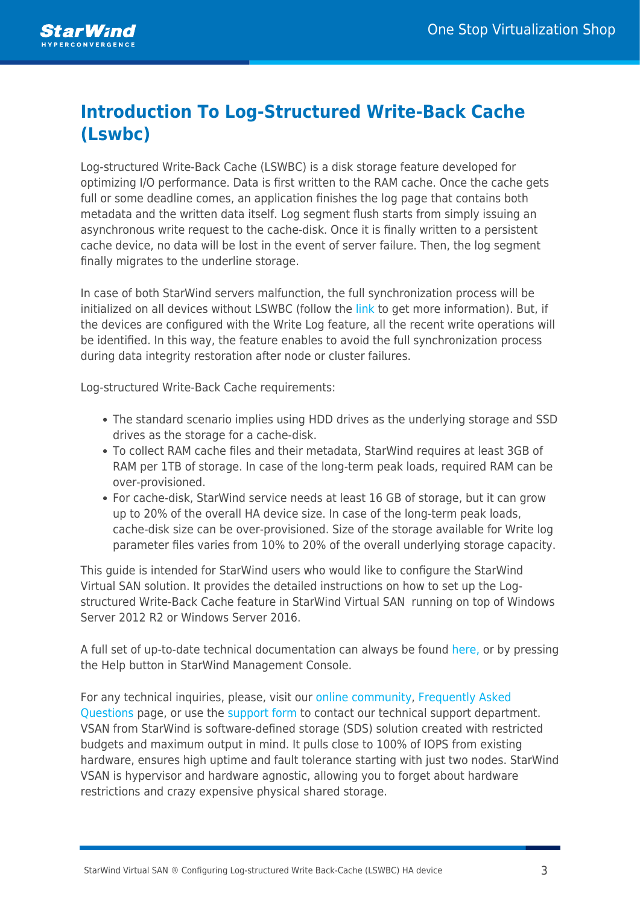# Introduction To Log-Structured Write-Back Cache (Lswbc)

Log-structured Write-Back Cache (LSWBC) is a disk storage feature developed for optimizing I/O performance. Data is first written to the RAM cache. Once the cache gets full or some deadline comes, an application finishes the log page that contains both metadata and the written data itself. Log segment flush starts from simply issuing an asynchronous write request to the cache-disk. Once it is finally written to a persistent cache device, no data will be lost in the event of server failure. Then, the log segment finally migrates to the underline storage.

In case of both StarWind servers malfunction, the full synchronization process will be initialized on all devices without LSWBC (follow the link to get more information). But, if the devices are configured with the Write Log feature, all the recent write operations will be identified. In this way, the feature enables to avoid the full synchronization process during data integrity restoration after node or cluster failures.

Log-structured Write-Back Cache requirements:

- The standard scenario implies using HDD drives as the underlying storage and SSD drives as the storage for a cache-disk.
- To collect RAM cache files and their metadata, StarWind requires at least 3GB of RAM per 1TB of storage. In case of the long-term peak loads, required RAM can be over-provisioned.
- For cache-disk, StarWind service needs at least 16 GB of storage, but it can grow up to 20% of the overall HA device size. In case of the long-term peak loads, cache-disk size can be over-provisioned. Size of the storage available for Write log parameter files varies from 10% to 20% of the overall underlying storage capacity.

This guide is intended for StarWind users who would like to configure the StarWind Virtual SAN solution. It provides the detailed instructions on how to set up the Log-structured Write-Back Cache feature in StarWind Virtual SAN running on top of Windows Server 2012 R2 or Windows Server 2016.

A full set of up-to-date technical documentation can always be found here, or by pressing the Help button in StarWind Management Console.

For any technical inquiries, please, visit our online community, Frequently Asked Questions page, or use the support form to contact our technical support department. VSAN from StarWind is software-defined storage (SDS) solution created with restricted budgets and maximum output in mind. It pulls close to 100% of IOPS from existing hardware, ensures high uptime and fault tolerance starting with just two nodes. StarWind VSAN is hypervisor and hardware agnostic, allowing you to forget about hardware restrictions and crazy expensive physical shared storage.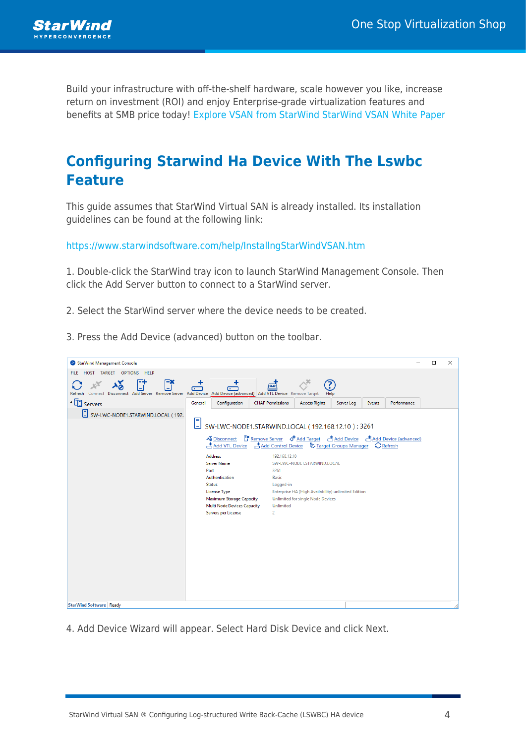Build your infrastructure with off-the-shelf hardware, scale however you like, increase return on investment (ROI) and enjoy Enterprise-grade virtualization features and benefits at SMB price today! Explore VSAN from StarWind StarWind VSAN White Paper

## Configuring Starwind Ha Device With The Lswbc Feature

This guide assumes that StarWind Virtual SAN is already installed. Its installation guidelines can be found at the following link:

https://www.starwindsoftware.com/help/InstallngStarWindVSAN.htm

1. Double-click the StarWind tray icon to launch StarWind Management Console. Then click the Add Server button to connect to a StarWind server.

2. Select the StarWind server where the device needs to be created.

3. Press the Add Device (advanced) button on the toolbar.

4. Add Device Wizard will appear. Select Hard Disk Device and click Next.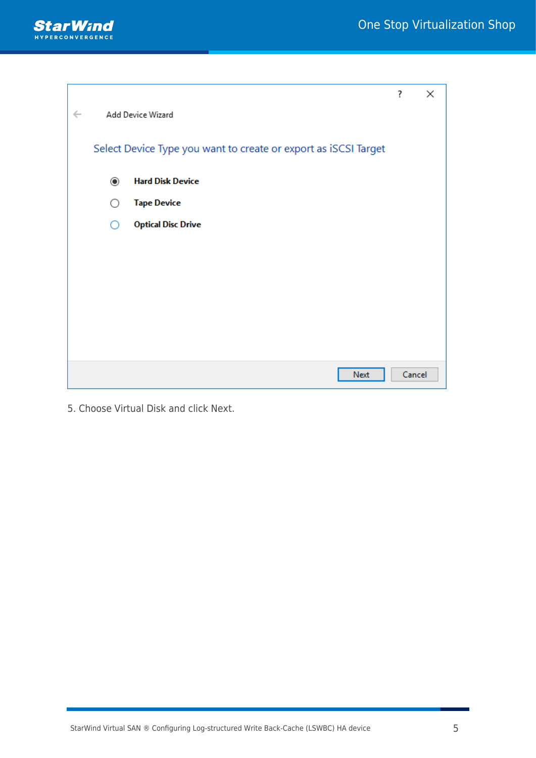Add Device Wizard

Select Device Type you want to create or export as iSCSI Target

- Hard Disk Device
- Tape Device
- Optical Disc Drive

Next Cancel

5. Choose Virtual Disk and click Next.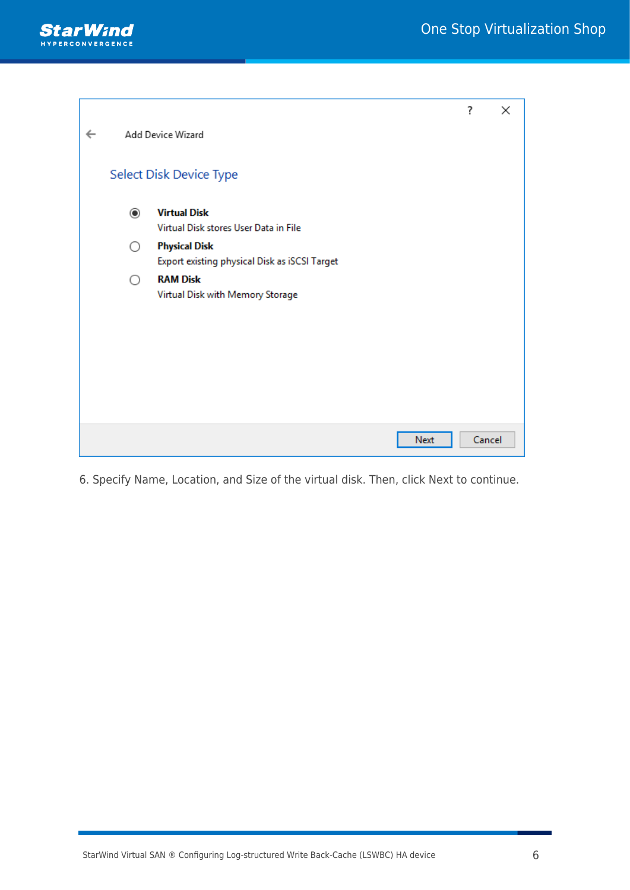6. Specify Name, Location, and Size of the virtual disk. Then, click Next to continue.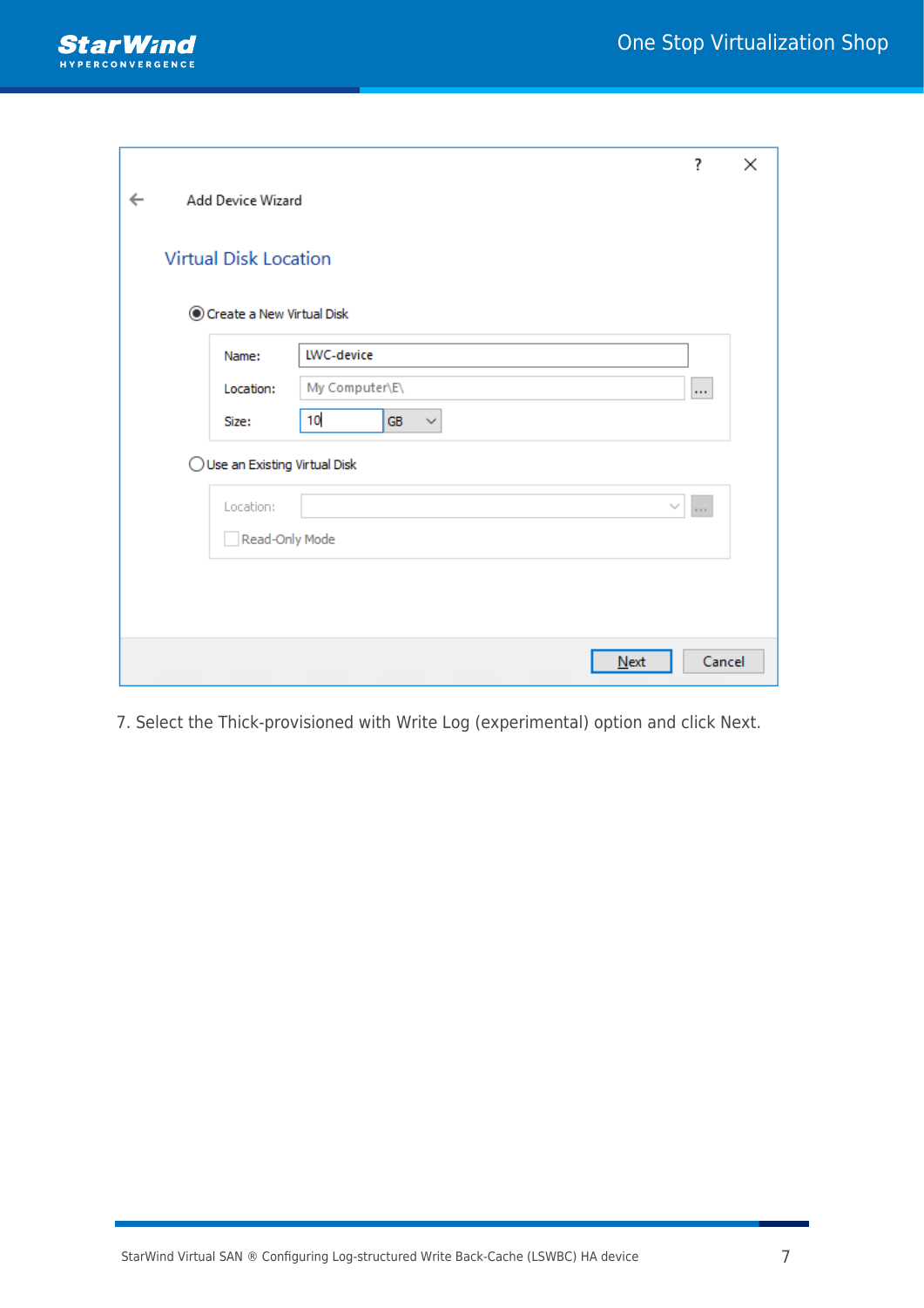7. Select the Thick-provisioned with Write Log (experimental) option and click Next.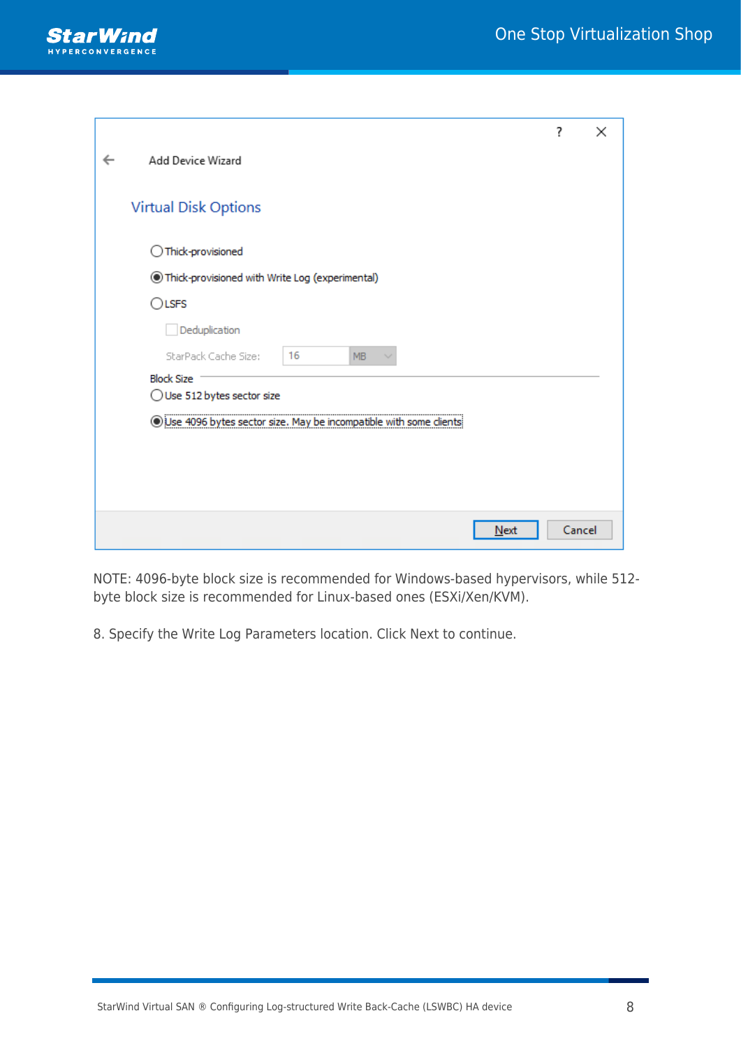NOTE: 4096-byte block size is recommended for Windows-based hypervisors, while 512-byte block size is recommended for Linux-based ones (ESXi/Xen/KVM).

8. Specify the Write Log Parameters location. Click Next to continue.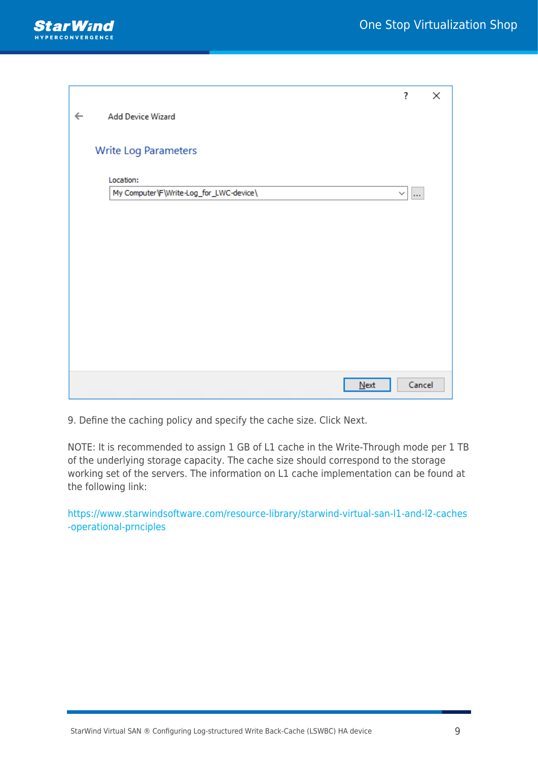9. Define the caching policy and specify the cache size. Click Next.

NOTE: It is recommended to assign 1 GB of L1 cache in the Write-Through mode per 1 TB of the underlying storage capacity. The cache size should correspond to the storage working set of the servers. The information on L1 cache implementation can be found at the following link:

https://www.starwindsoftware.com/resource-library/starwind-virtual-san-l1-and-l2-caches-operational-prnciples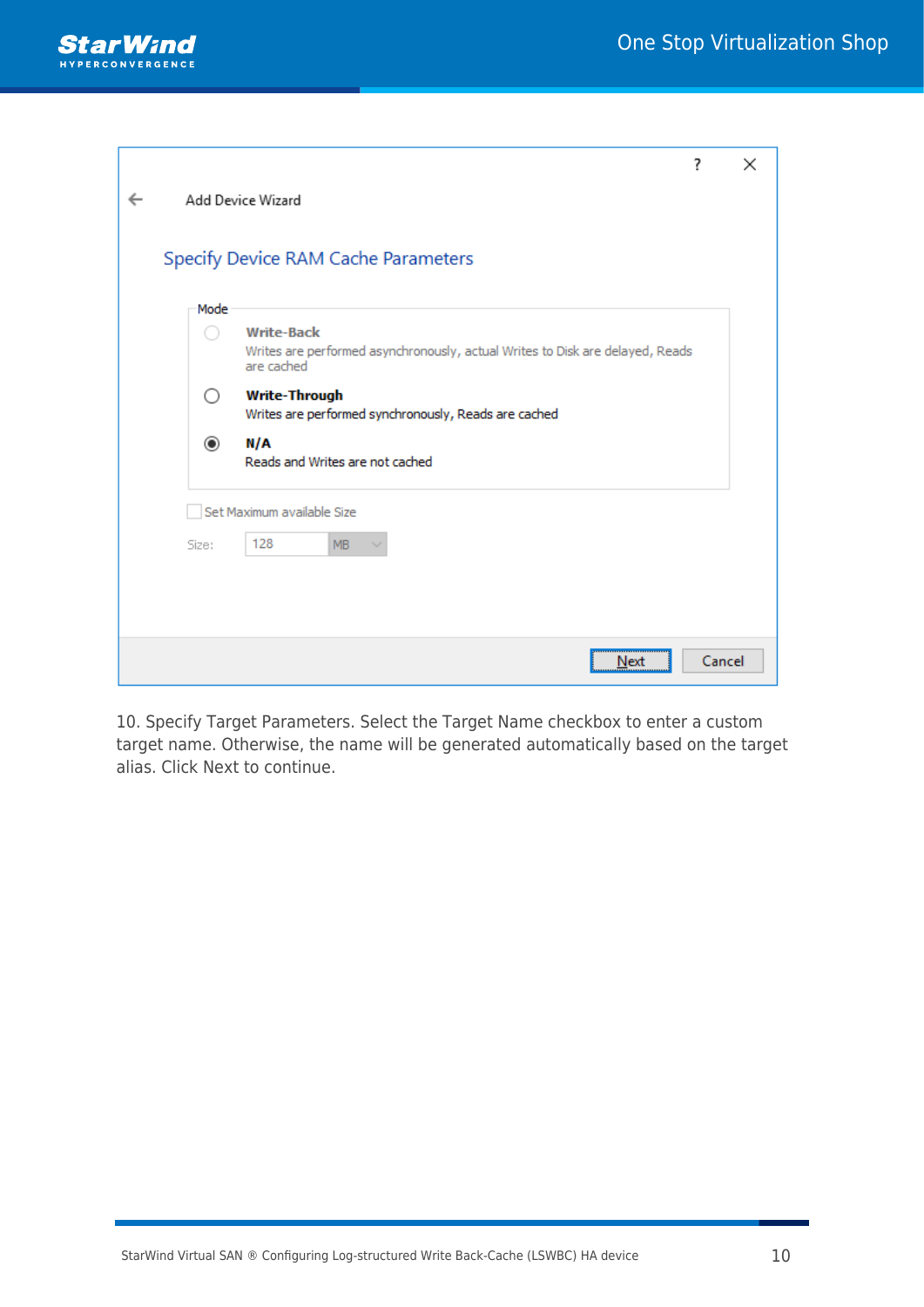10. Specify Target Parameters. Select the Target Name checkbox to enter a custom target name. Otherwise, the name will be generated automatically based on the target alias. Click Next to continue.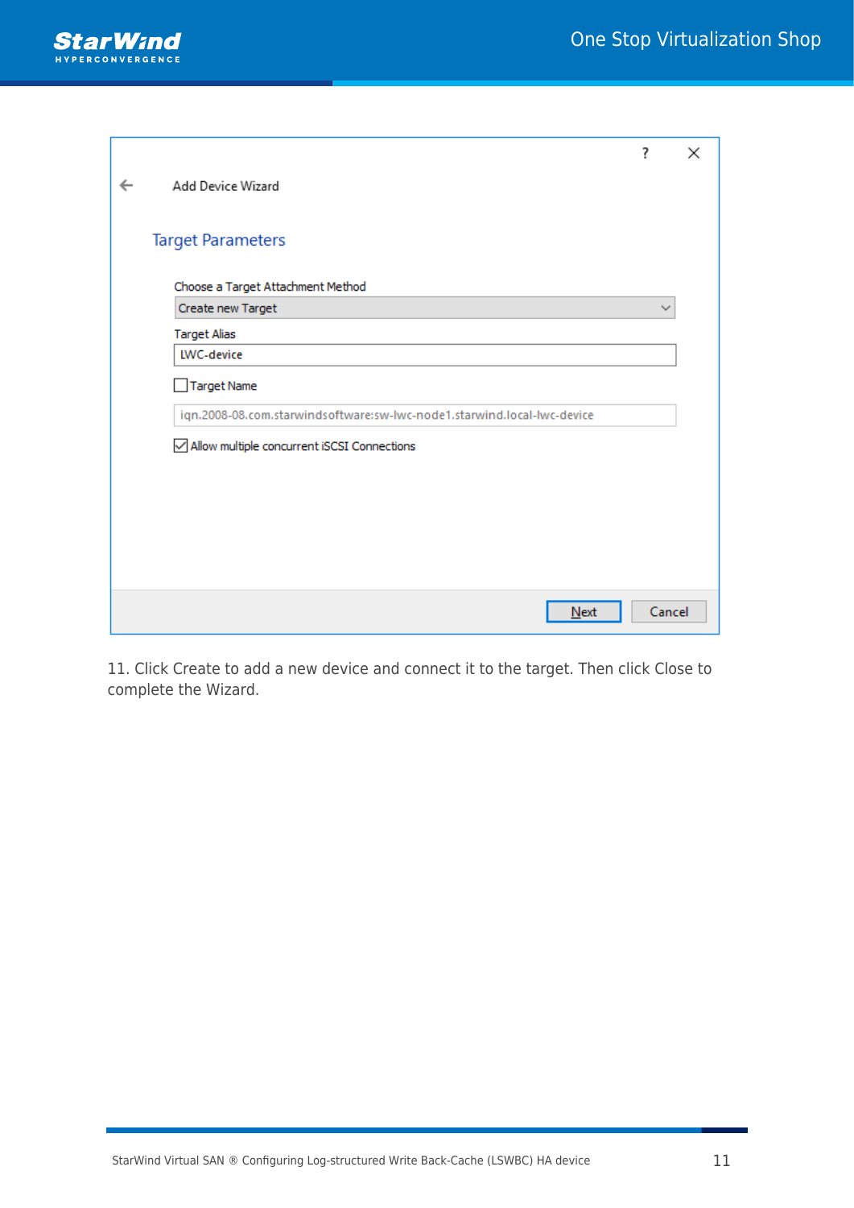11. Click Create to add a new device and connect it to the target. Then click Close to complete the Wizard.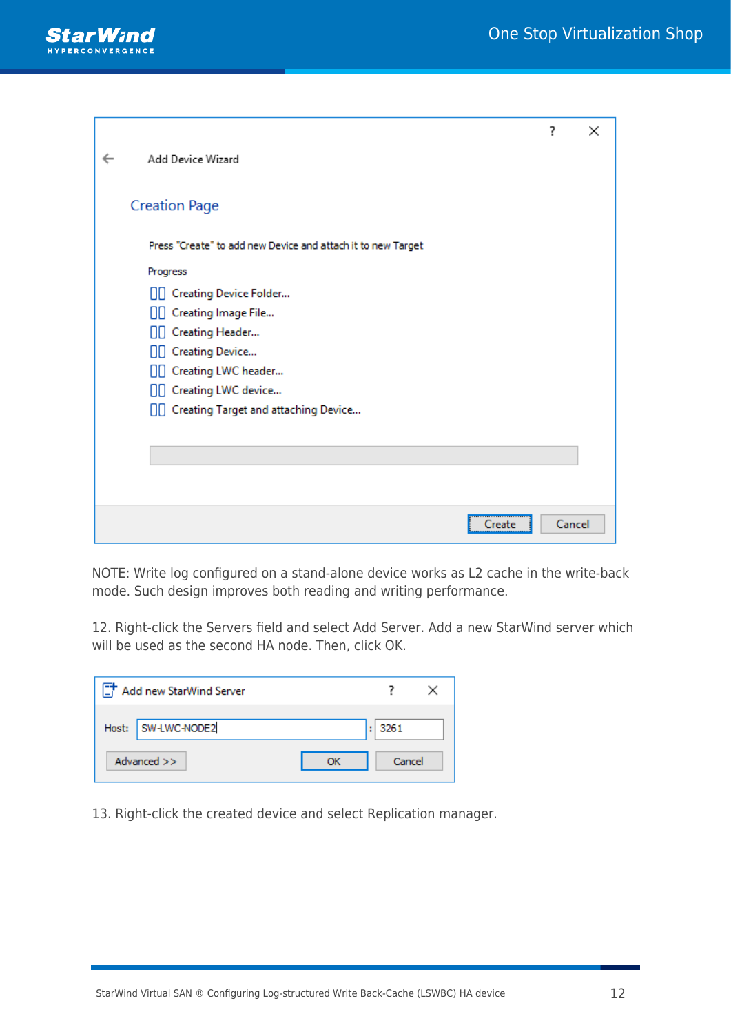NOTE: Write log configured on a stand-alone device works as L2 cache in the write-back mode. Such design improves both reading and writing performance.

12. Right-click the Servers field and select Add Server. Add a new StarWind server which will be used as the second HA node. Then, click OK.

13. Right-click the created device and select Replication manager.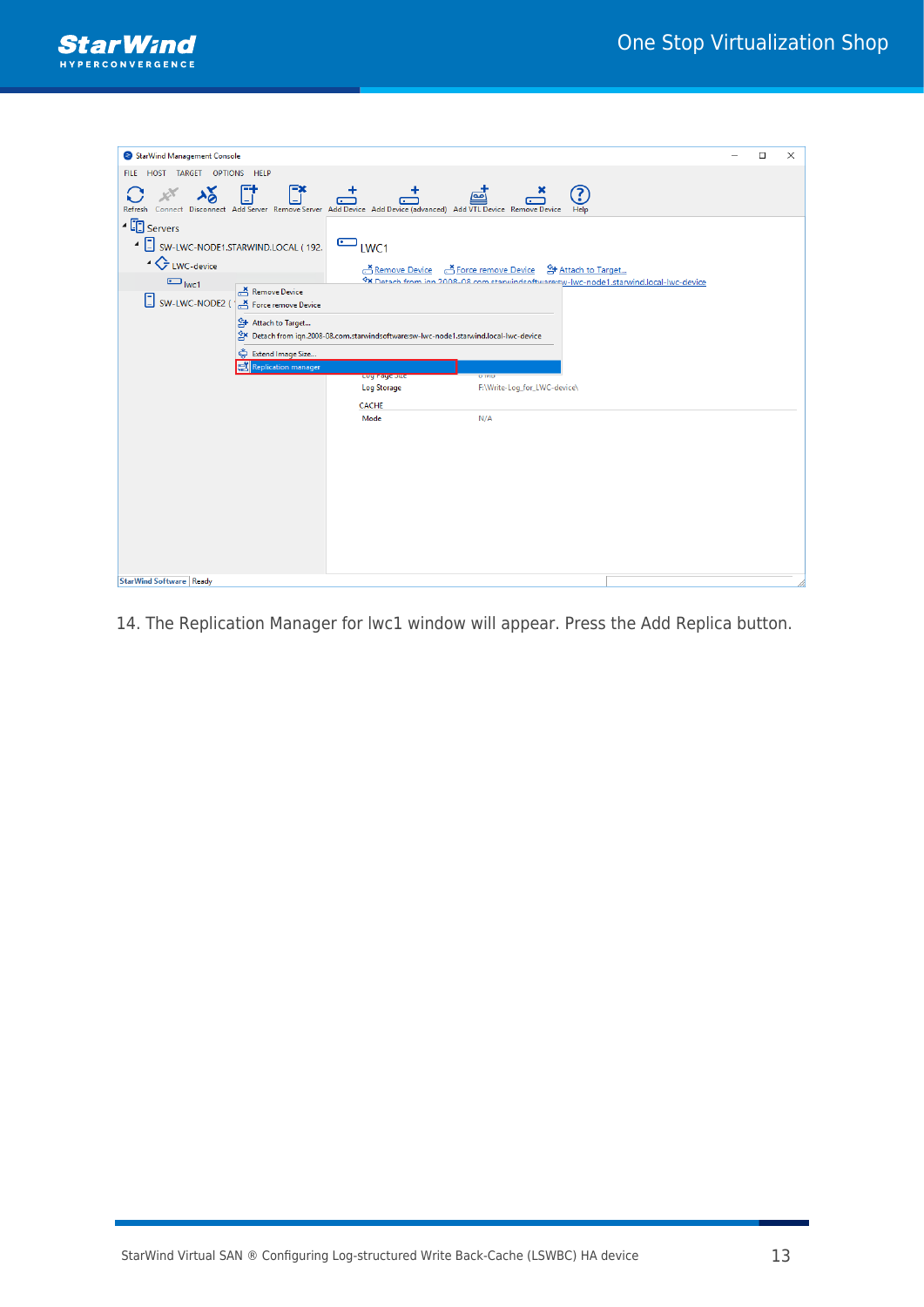14. The Replication Manager for lwc1 window will appear. Press the Add Replica button.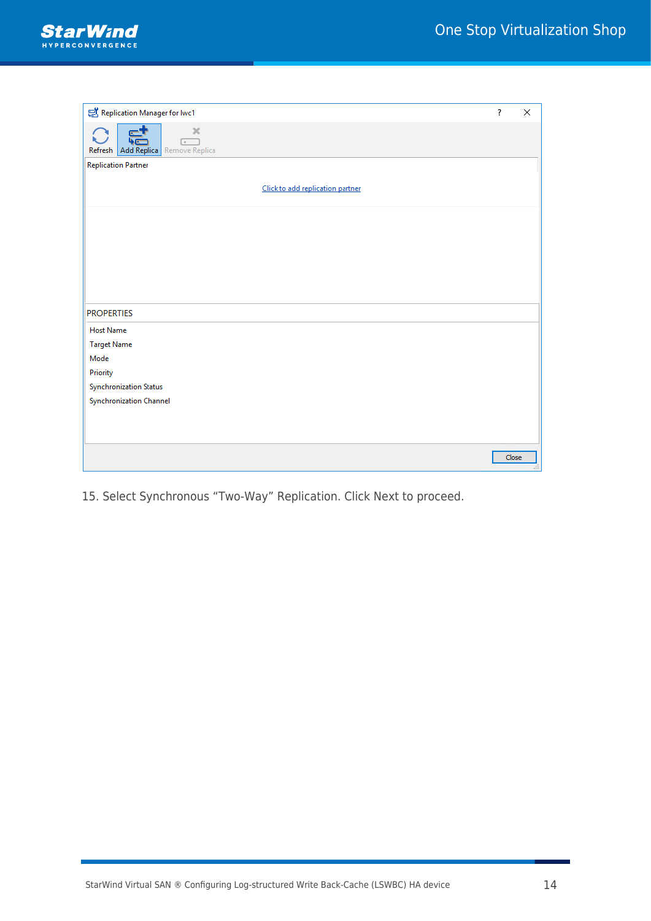15. Select Synchronous "Two-Way" Replication. Click Next to proceed.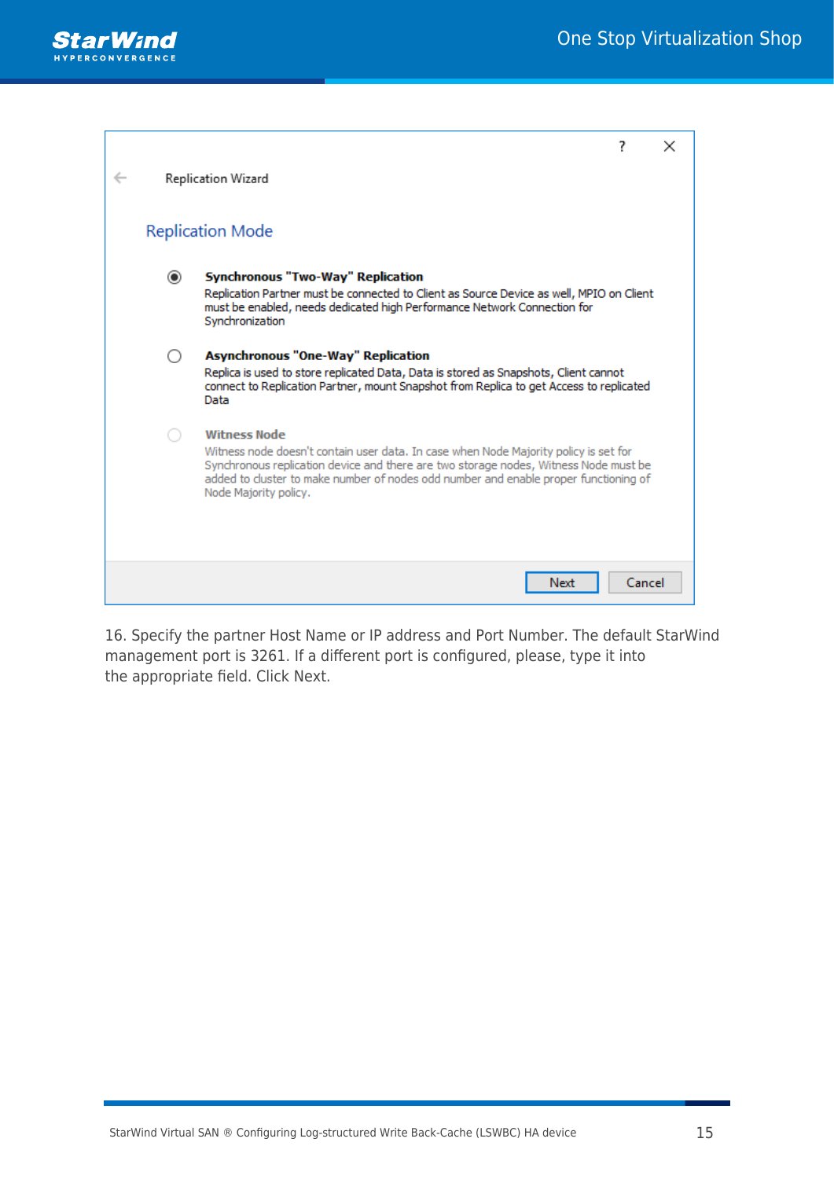16. Specify the partner Host Name or IP address and Port Number. The default StarWind management port is 3261. If a different port is configured, please, type it into the appropriate field. Click Next.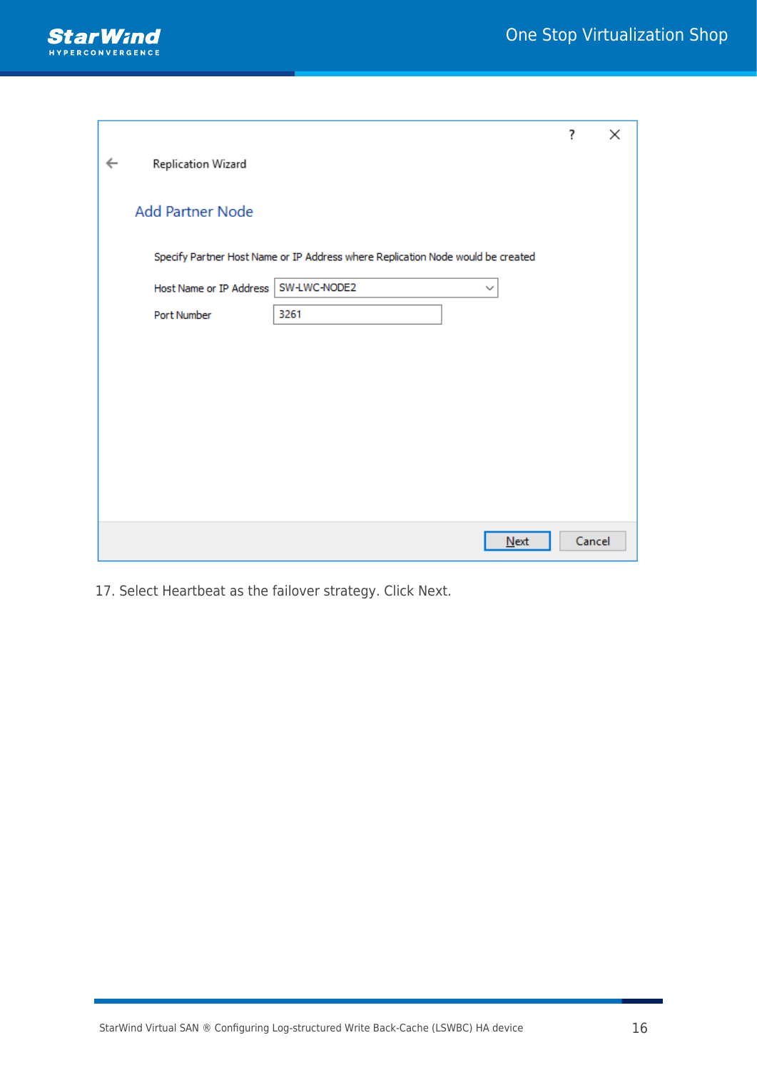17. Select Heartbeat as the failover strategy. Click Next.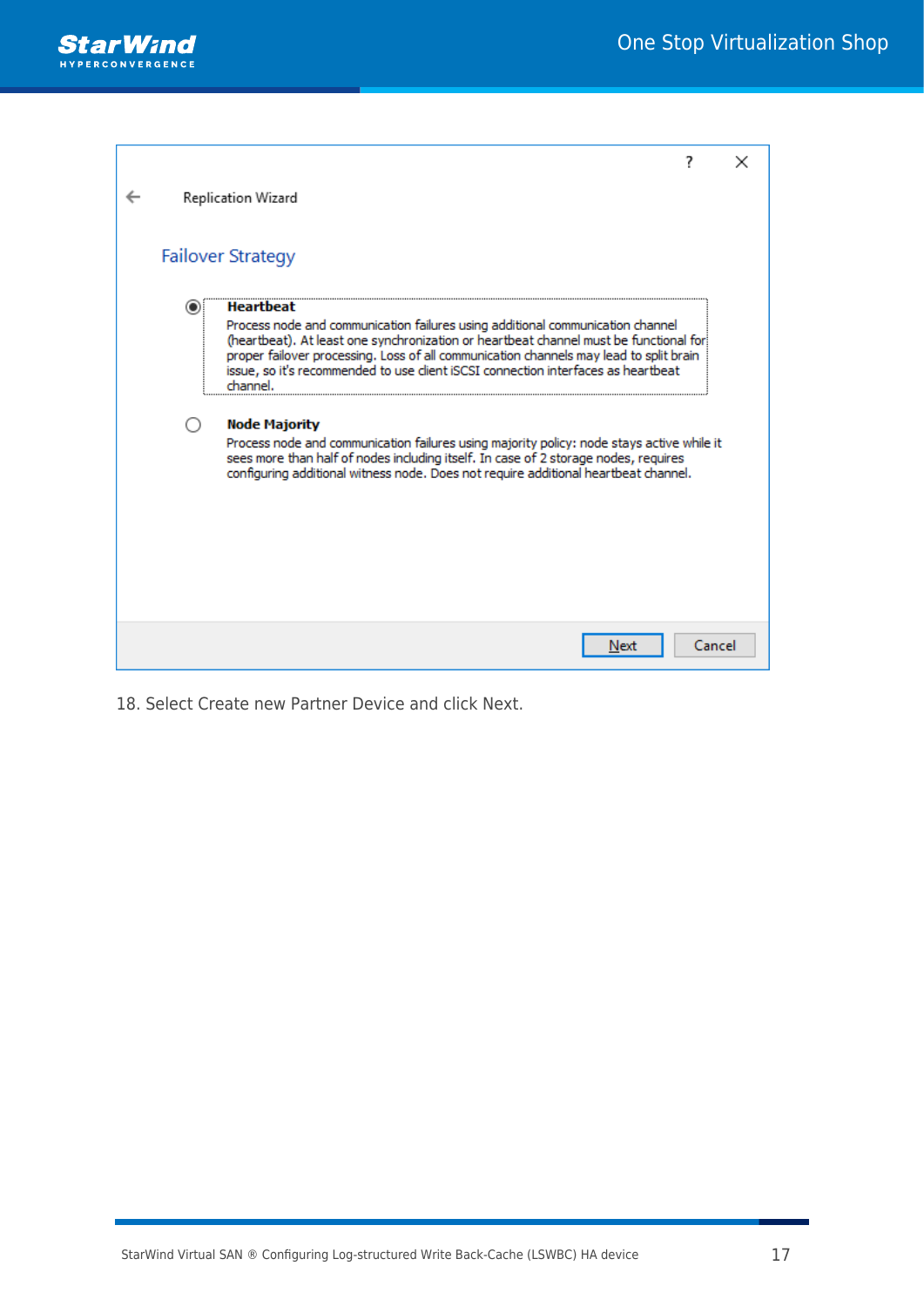Replication Wizard

Failover Strategy

- (selected) **Heartbeat**
  Process node and communication failures using additional communication channel (heartbeat). At least one synchronization or heartbeat channel must be functional for proper failover processing. Loss of all communication channels may lead to split brain issue, so it's recommended to use client iSCSI connection interfaces as heartbeat channel.

- **Node Majority**
  Process node and communication failures using majority policy: node stays active while it sees more than half of nodes including itself. In case of 2 storage nodes, requires configuring additional witness node. Does not require additional heartbeat channel.

Next | Cancel

18. Select Create new Partner Device and click Next.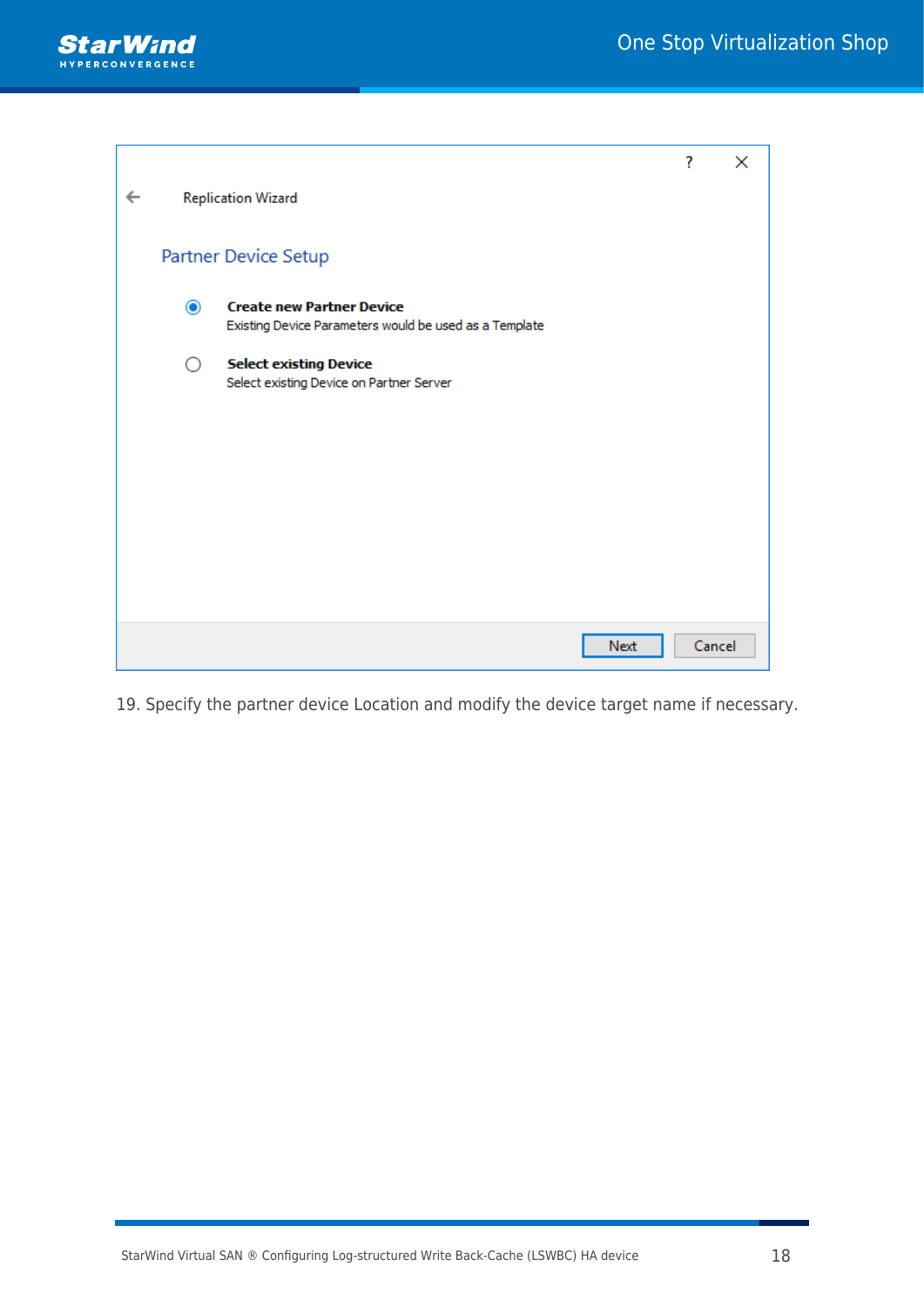19. Specify the partner device Location and modify the device target name if necessary.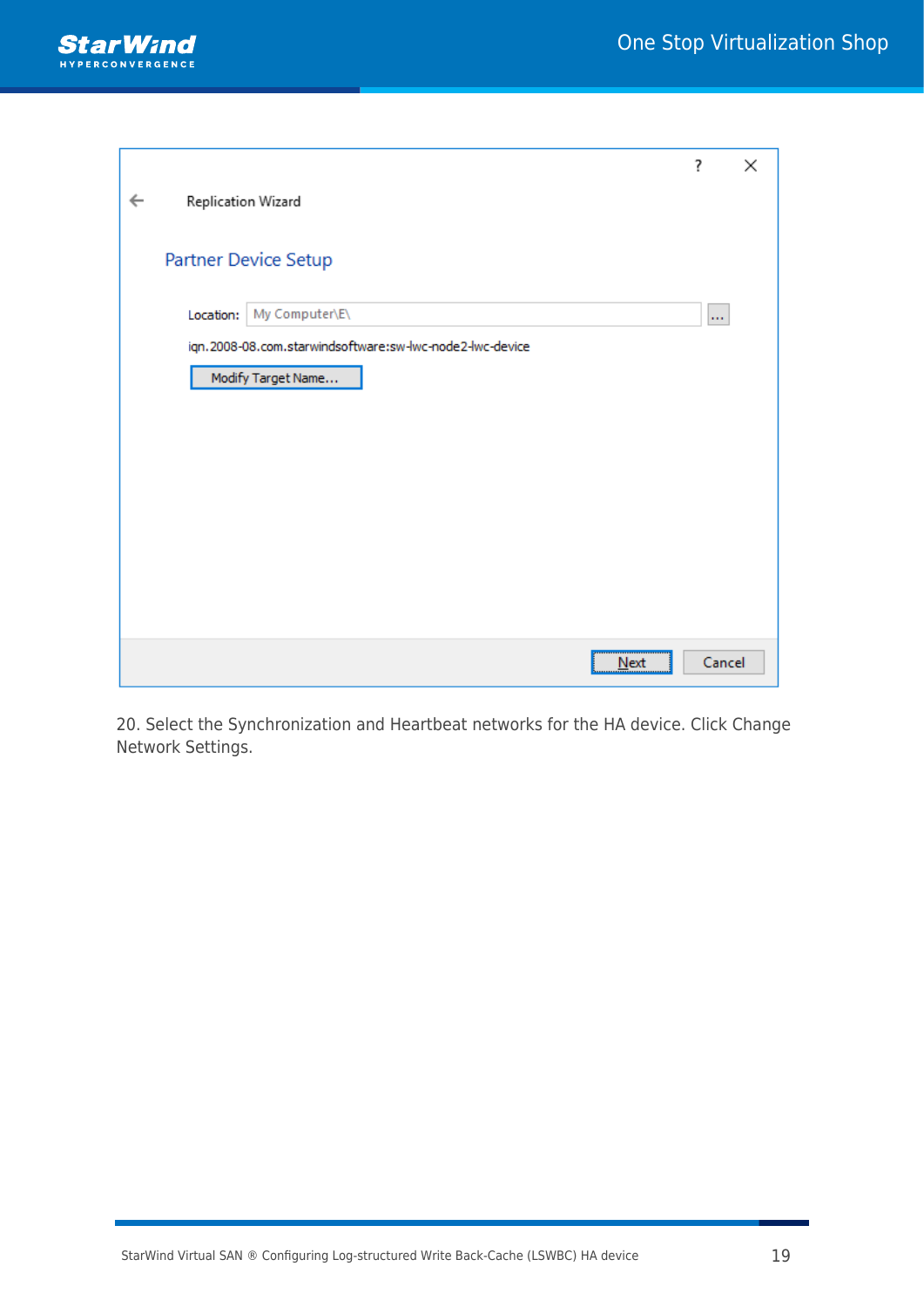20. Select the Synchronization and Heartbeat networks for the HA device. Click Change Network Settings.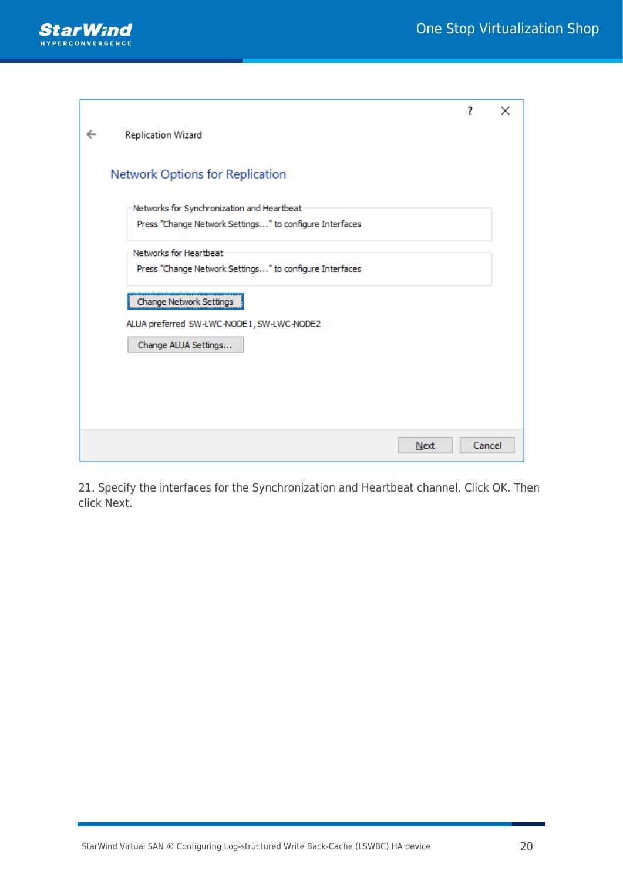21. Specify the interfaces for the Synchronization and Heartbeat channel. Click OK. Then click Next.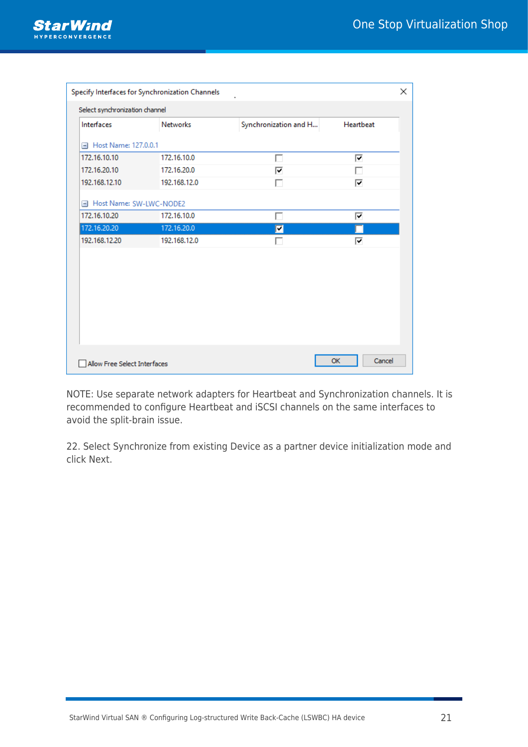NOTE: Use separate network adapters for Heartbeat and Synchronization channels. It is recommended to configure Heartbeat and iSCSI channels on the same interfaces to avoid the split-brain issue.

22. Select Synchronize from existing Device as a partner device initialization mode and click Next.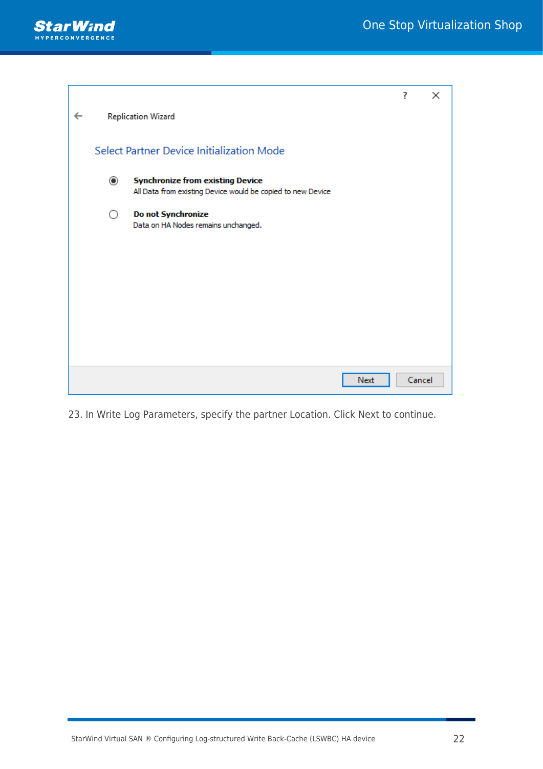Replication Wizard

Select Partner Device Initialization Mode

- (•) **Synchronize from existing Device**
  All Data from existing Device would be copied to new Device
- ( ) **Do not Synchronize**
  Data on HA Nodes remains unchanged.

Next | Cancel

23. In Write Log Parameters, specify the partner Location. Click Next to continue.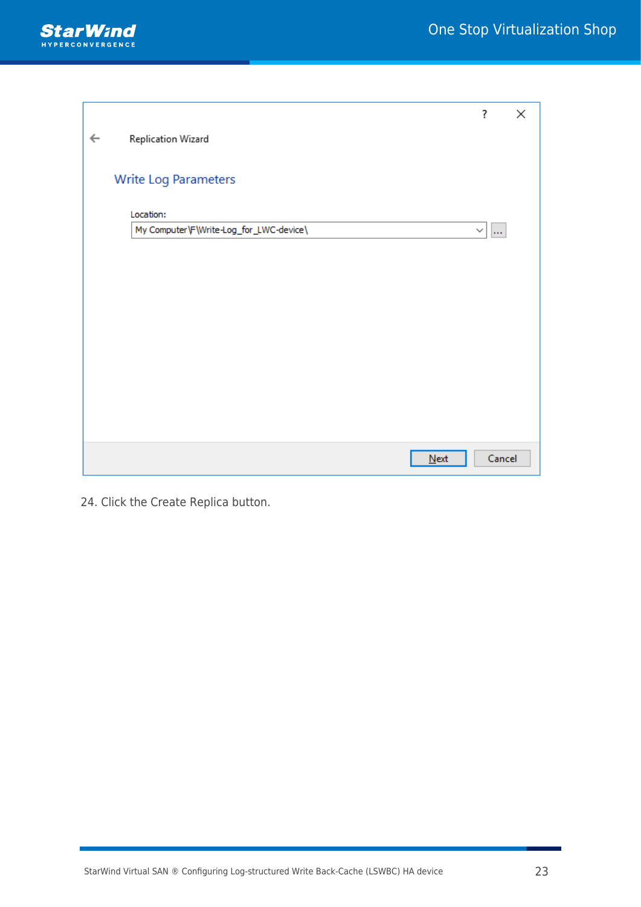24. Click the Create Replica button.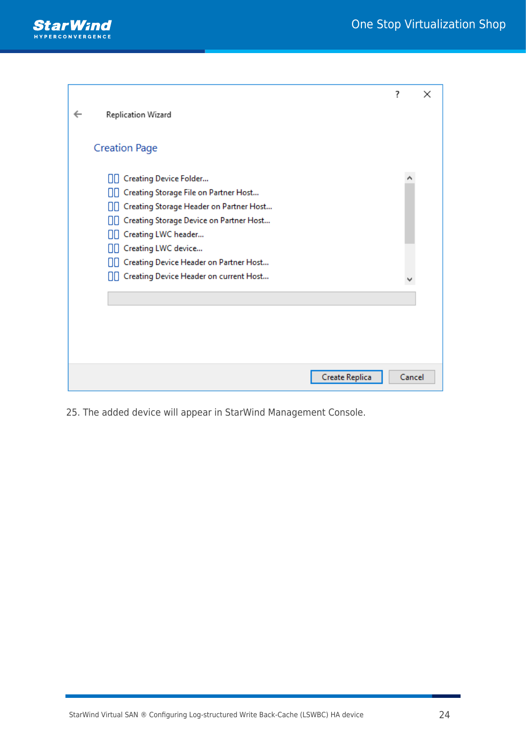Replication Wizard

Creation Page

- Creating Device Folder...
- Creating Storage File on Partner Host...
- Creating Storage Header on Partner Host...
- Creating Storage Device on Partner Host...
- Creating LWC header...
- Creating LWC device...
- Creating Device Header on Partner Host...
- Creating Device Header on current Host...

Create Replica | Cancel

25. The added device will appear in StarWind Management Console.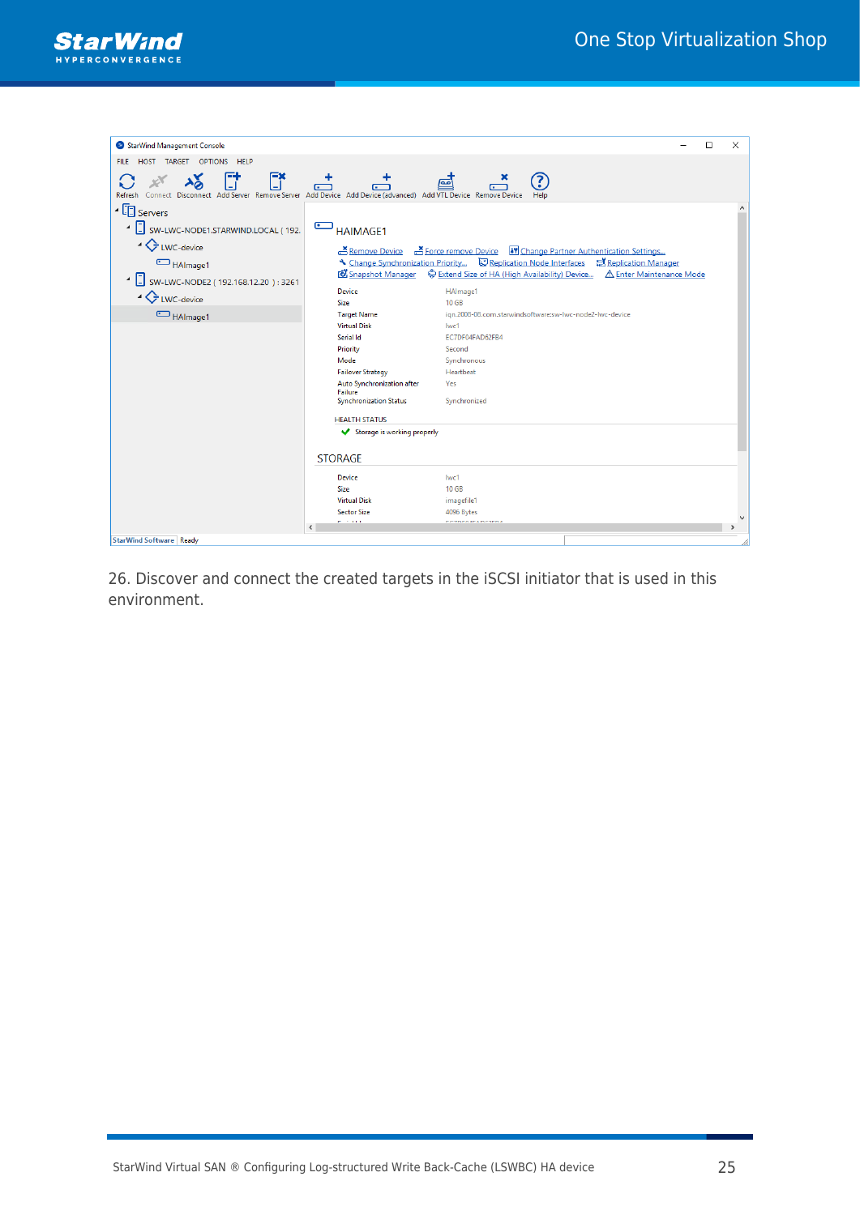26. Discover and connect the created targets in the iSCSI initiator that is used in this environment.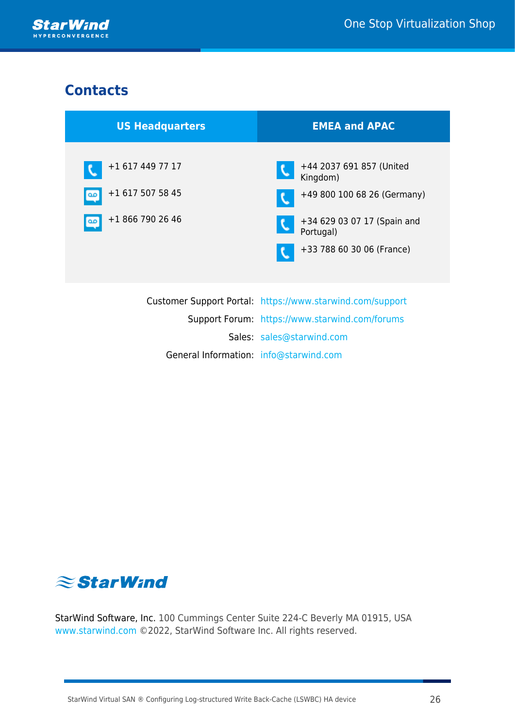## Contacts

| US Headquarters | EMEA and APAC |
|---|---|
| +1 617 449 77 17 | +44 2037 691 857 (United Kingdom) |
| +1 617 507 58 45 | +49 800 100 68 26 (Germany) |
| +1 866 790 26 46 | +34 629 03 07 17 (Spain and Portugal) |
| | +33 788 60 30 06 (France) |

Customer Support Portal: https://www.starwind.com/support
Support Forum: https://www.starwind.com/forums
Sales: sales@starwind.com
General Information: info@starwind.com

StarWind Software, Inc. 100 Cummings Center Suite 224-C Beverly MA 01915, USA
www.starwind.com ©2022, StarWind Software Inc. All rights reserved.